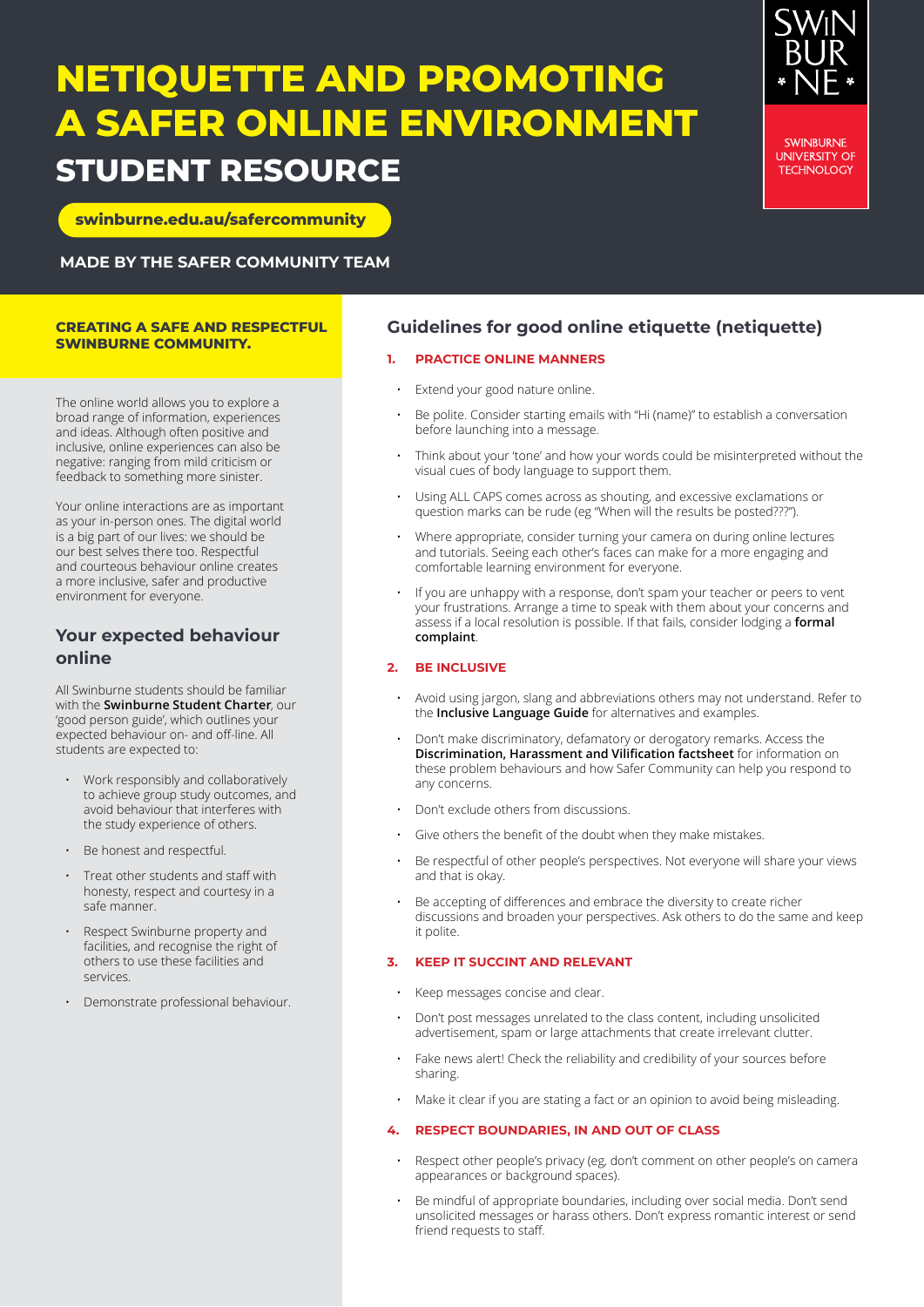# NETIQUETTE AND PROMOTING A SAFER ONLINE ENVIRONMENT

## STUDENT RESOURCE

swinburne.edu.au/safercommunity

MADE BY THE SAFER COMMUNITY TEAM

SWINBURNE UNIVERSITY OF TECHNOLOGY

**CREATING A SAFE AND RESPECTFUL SWINBURNE COMMUNITY.**

The online world allows you to explore a broad range of information, experiences and ideas. Although often positive and inclusive, online experiences can also be negative: ranging from mild criticism or feedback to something more sinister.

Your online interactions are as important as your in-person ones. The digital world is a big part of our lives: we should be our best selves there too. Respectful and courteous behaviour online creates a more inclusive, safer and productive environment for everyone.

## Your expected behaviour online

All Swinburne students should be familiar with the **Swinburne Student Charter**, our 'good person guide', which outlines your expected behaviour on- and off-line. All students are expected to:

- Work responsibly and collaboratively to achieve group study outcomes, and avoid behaviour that interferes with the study experience of others.
- Be honest and respectful.
- Treat other students and staff with honesty, respect and courtesy in a safe manner.
- Respect Swinburne property and facilities, and recognise the right of others to use these facilities and services.
- Demonstrate professional behaviour.

## Guidelines for good online etiquette (netiquette)

### 1. PRACTICE ONLINE MANNERS

- Extend your good nature online.
- Be polite. Consider starting emails with "Hi (name)" to establish a conversation before launching into a message.
- Think about your 'tone' and how your words could be misinterpreted without the visual cues of body language to support them.
- Using ALL CAPS comes across as shouting, and excessive exclamations or question marks can be rude (eg "When will the results be posted???").
- Where appropriate, consider turning your camera on during online lectures and tutorials. Seeing each other's faces can make for a more engaging and comfortable learning environment for everyone.
- If you are unhappy with a response, don't spam your teacher or peers to vent your frustrations. Arrange a time to speak with them about your concerns and assess if a local resolution is possible. If that fails, consider lodging a **formal complaint**.

### 2. BE INCLUSIVE

- Avoid using jargon, slang and abbreviations others may not understand. Refer to the **Inclusive Language Guide** for alternatives and examples.
- Don't make discriminatory, defamatory or derogatory remarks. Access the **Discrimination, Harassment and Vilification factsheet** for information on these problem behaviours and how Safer Community can help you respond to any concerns.
- Don't exclude others from discussions.
- Give others the benefit of the doubt when they make mistakes.
- Be respectful of other people's perspectives. Not everyone will share your views and that is okay.
- Be accepting of differences and embrace the diversity to create richer discussions and broaden your perspectives. Ask others to do the same and keep it polite.

### 3. KEEP IT SUCCINT AND RELEVANT

- Keep messages concise and clear.
- Don't post messages unrelated to the class content, including unsolicited advertisement, spam or large attachments that create irrelevant clutter.
- Fake news alert! Check the reliability and credibility of your sources before sharing.
- Make it clear if you are stating a fact or an opinion to avoid being misleading.

### 4. RESPECT BOUNDARIES, IN AND OUT OF CLASS

- Respect other people's privacy (eg, don't comment on other people's on camera appearances or background spaces).
- Be mindful of appropriate boundaries, including over social media. Don't send unsolicited messages or harass others. Don't express romantic interest or send friend requests to staff.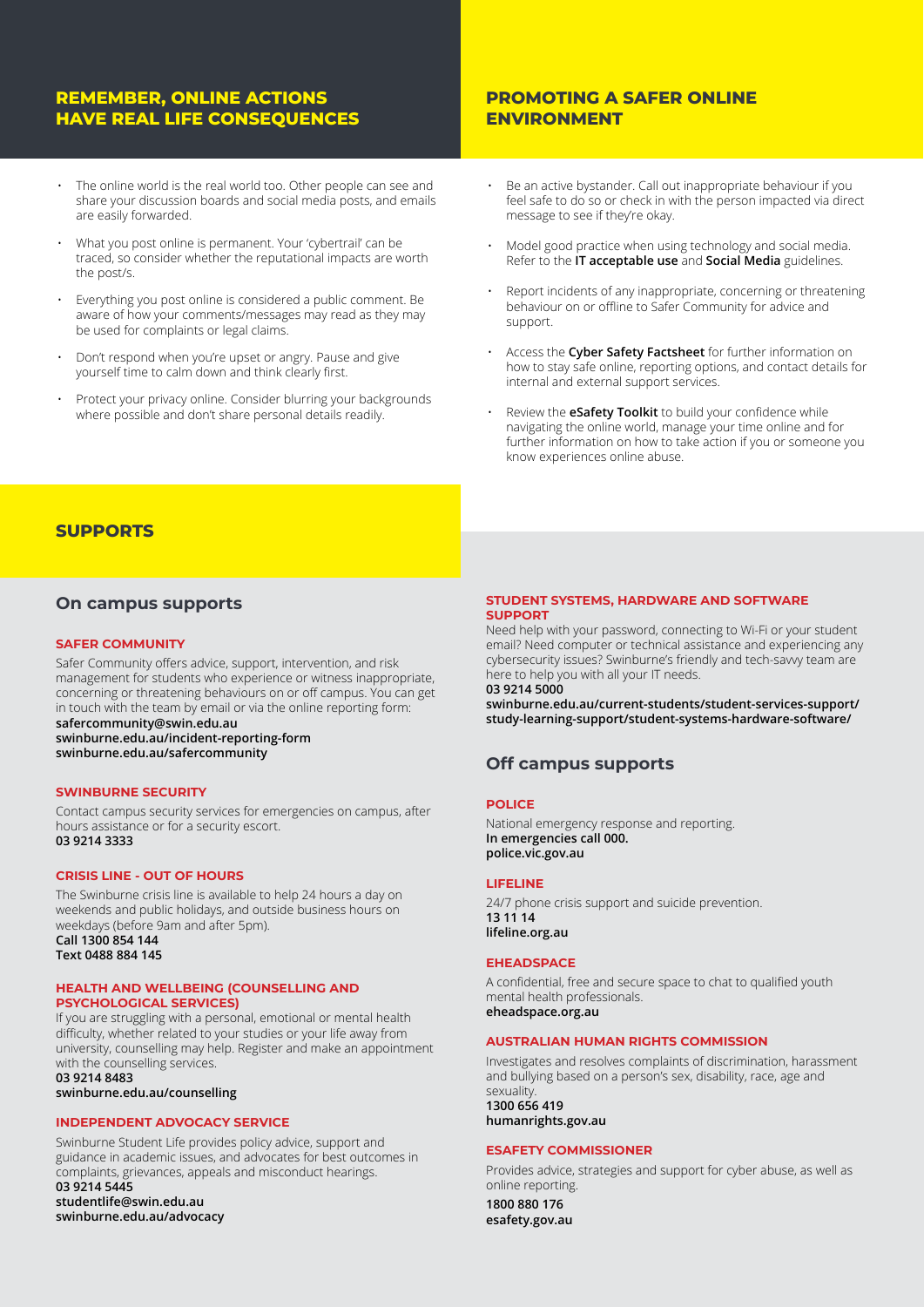## REMEMBER, ONLINE ACTIONS HAVE REAL LIFE CONSEQUENCES

- The online world is the real world too. Other people can see and share your discussion boards and social media posts, and emails are easily forwarded.
- What you post online is permanent. Your 'cybertrail' can be traced, so consider whether the reputational impacts are worth the post/s.
- Everything you post online is considered a public comment. Be aware of how your comments/messages may read as they may be used for complaints or legal claims.
- Don't respond when you're upset or angry. Pause and give yourself time to calm down and think clearly first.
- Protect your privacy online. Consider blurring your backgrounds where possible and don't share personal details readily.

## PROMOTING A SAFER ONLINE ENVIRONMENT

- Be an active bystander. Call out inappropriate behaviour if you feel safe to do so or check in with the person impacted via direct message to see if they're okay.
- Model good practice when using technology and social media. Refer to the **IT acceptable use** and **Social Media** guidelines.
- Report incidents of any inappropriate, concerning or threatening behaviour on or offline to Safer Community for advice and support.
- Access the **Cyber Safety Factsheet** for further information on how to stay safe online, reporting options, and contact details for internal and external support services.
- Review the **eSafety Toolkit** to build your confidence while navigating the online world, manage your time online and for further information on how to take action if you or someone you know experiences online abuse.

## SUPPORTS

### On campus supports

#### SAFER COMMUNITY

Safer Community offers advice, support, intervention, and risk management for students who experience or witness inappropriate, concerning or threatening behaviours on or off campus. You can get in touch with the team by email or via the online reporting form:
**safercommunity@swin.edu.au**
**swinburne.edu.au/incident-reporting-form**
**swinburne.edu.au/safercommunity**

#### SWINBURNE SECURITY

Contact campus security services for emergencies on campus, after hours assistance or for a security escort.
**03 9214 3333**

#### CRISIS LINE - OUT OF HOURS

The Swinburne crisis line is available to help 24 hours a day on weekends and public holidays, and outside business hours on weekdays (before 9am and after 5pm).
**Call 1300 854 144**
**Text 0488 884 145**

#### HEALTH AND WELLBEING (COUNSELLING AND PSYCHOLOGICAL SERVICES)

If you are struggling with a personal, emotional or mental health difficulty, whether related to your studies or your life away from university, counselling may help. Register and make an appointment with the counselling services.
**03 9214 8483**
**swinburne.edu.au/counselling**

#### INDEPENDENT ADVOCACY SERVICE

Swinburne Student Life provides policy advice, support and guidance in academic issues, and advocates for best outcomes in complaints, grievances, appeals and misconduct hearings.
**03 9214 5445**
**studentlife@swin.edu.au**
**swinburne.edu.au/advocacy**

#### STUDENT SYSTEMS, HARDWARE AND SOFTWARE SUPPORT

Need help with your password, connecting to Wi-Fi or your student email? Need computer or technical assistance and experiencing any cybersecurity issues? Swinburne's friendly and tech-savvy team are here to help you with all your IT needs.
**03 9214 5000**
**swinburne.edu.au/current-students/student-services-support/study-learning-support/student-systems-hardware-software/**

### Off campus supports

#### POLICE

National emergency response and reporting.
**In emergencies call 000.**
**police.vic.gov.au**

#### LIFELINE

24/7 phone crisis support and suicide prevention.
**13 11 14**
**lifeline.org.au**

#### EHEADSPACE

A confidential, free and secure space to chat to qualified youth mental health professionals.
**eheadspace.org.au**

#### AUSTRALIAN HUMAN RIGHTS COMMISSION

Investigates and resolves complaints of discrimination, harassment and bullying based on a person's sex, disability, race, age and sexuality.
**1300 656 419**
**humanrights.gov.au**

#### ESAFETY COMMISSIONER

Provides advice, strategies and support for cyber abuse, as well as online reporting.
**1800 880 176**
**esafety.gov.au**